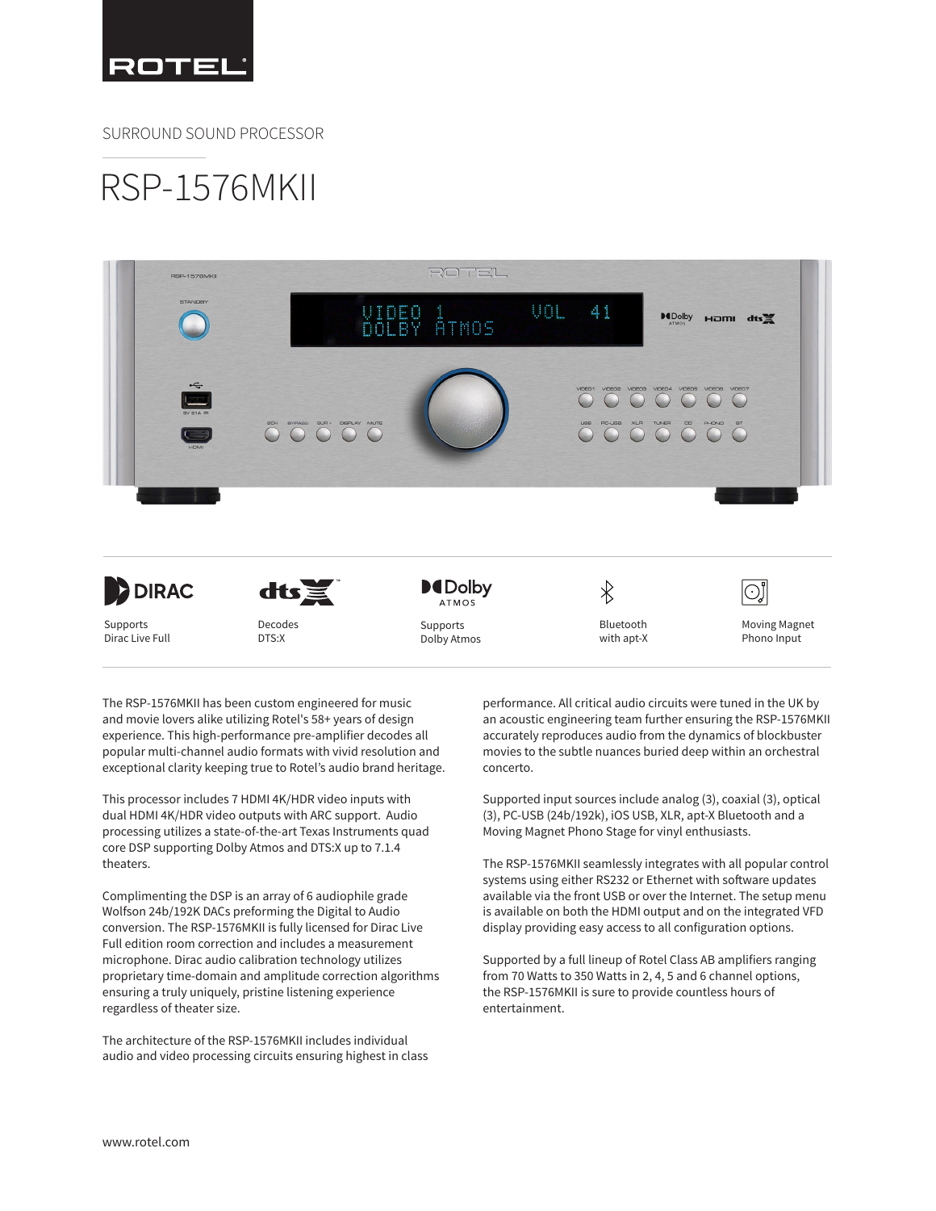ROTEL

SURROUND SOUND PROCESSOR

# RSP-1576MKII

| | | | | |
|---|---|---|---|---|
| Supports Dirac Live Full | Decodes DTS:X | Supports Dolby Atmos | Bluetooth with apt-X | Moving Magnet Phono Input |

The RSP-1576MKII has been custom engineered for music and movie lovers alike utilizing Rotel's 58+ years of design experience. This high-performance pre-amplifier decodes all popular multi-channel audio formats with vivid resolution and exceptional clarity keeping true to Rotel's audio brand heritage.

This processor includes 7 HDMI 4K/HDR video inputs with dual HDMI 4K/HDR video outputs with ARC support. Audio processing utilizes a state-of-the-art Texas Instruments quad core DSP supporting Dolby Atmos and DTS:X up to 7.1.4 theaters.

Complimenting the DSP is an array of 6 audiophile grade Wolfson 24b/192K DACs preforming the Digital to Audio conversion. The RSP-1576MKII is fully licensed for Dirac Live Full edition room correction and includes a measurement microphone. Dirac audio calibration technology utilizes proprietary time-domain and amplitude correction algorithms ensuring a truly uniquely, pristine listening experience regardless of theater size.

The architecture of the RSP-1576MKII includes individual audio and video processing circuits ensuring highest in class performance. All critical audio circuits were tuned in the UK by an acoustic engineering team further ensuring the RSP-1576MKII accurately reproduces audio from the dynamics of blockbuster movies to the subtle nuances buried deep within an orchestral concerto.

Supported input sources include analog (3), coaxial (3), optical (3), PC-USB (24b/192k), iOS USB, XLR, apt-X Bluetooth and a Moving Magnet Phono Stage for vinyl enthusiasts.

The RSP-1576MKII seamlessly integrates with all popular control systems using either RS232 or Ethernet with software updates available via the front USB or over the Internet. The setup menu is available on both the HDMI output and on the integrated VFD display providing easy access to all configuration options.

Supported by a full lineup of Rotel Class AB amplifiers ranging from 70 Watts to 350 Watts in 2, 4, 5 and 6 channel options, the RSP-1576MKII is sure to provide countless hours of entertainment.

www.rotel.com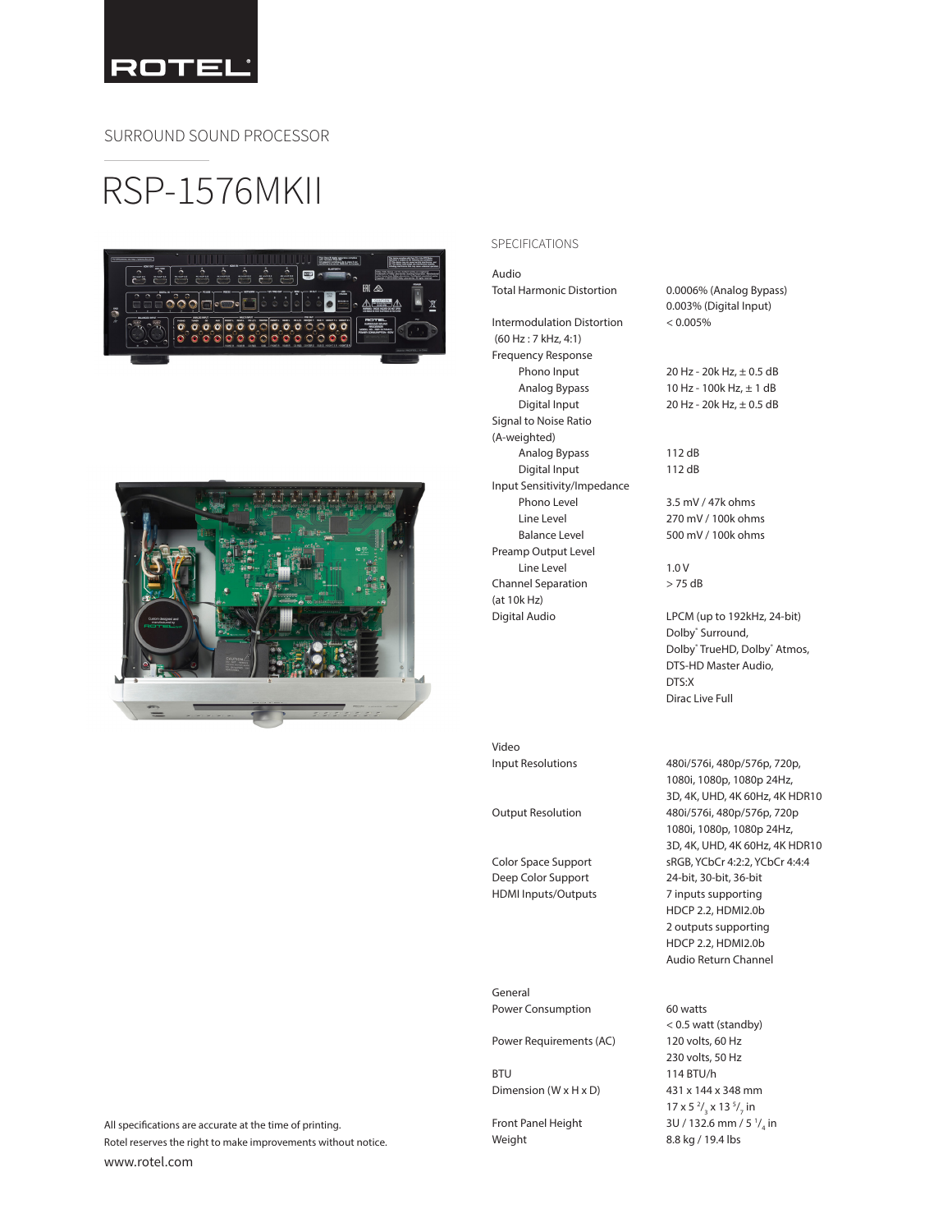ROTEL

SURROUND SOUND PROCESSOR

# RSP-1576MKII

## SPECIFICATIONS

| | |
|---|---|
| **Audio** | |
| Total Harmonic Distortion | 0.0006% (Analog Bypass)<br>0.003% (Digital Input) |
| Intermodulation Distortion (60 Hz : 7 kHz, 4:1) | < 0.005% |
| Frequency Response | |
| Phono Input | 20 Hz - 20k Hz, ± 0.5 dB |
| Analog Bypass | 10 Hz - 100k Hz, ± 1 dB |
| Digital Input | 20 Hz - 20k Hz, ± 0.5 dB |
| Signal to Noise Ratio (A-weighted) | |
| Analog Bypass | 112 dB |
| Digital Input | 112 dB |
| Input Sensitivity/Impedance | |
| Phono Level | 3.5 mV / 47k ohms |
| Line Level | 270 mV / 100k ohms |
| Balance Level | 500 mV / 100k ohms |
| Preamp Output Level | |
| Line Level | 1.0 V |
| Channel Separation (at 10k Hz) | > 75 dB |
| Digital Audio | LPCM (up to 192kHz, 24-bit)<br>Dolby® Surround,<br>Dolby® TrueHD, Dolby® Atmos,<br>DTS-HD Master Audio,<br>DTS:X<br>Dirac Live Full |
| **Video** | |
| Input Resolutions | 480i/576i, 480p/576p, 720p,<br>1080i, 1080p, 1080p 24Hz,<br>3D, 4K, UHD, 4K 60Hz, 4K HDR10 |
| Output Resolution | 480i/576i, 480p/576p, 720p<br>1080i, 1080p, 1080p 24Hz,<br>3D, 4K, UHD, 4K 60Hz, 4K HDR10 |
| Color Space Support | sRGB, YCbCr 4:2:2, YCbCr 4:4:4 |
| Deep Color Support | 24-bit, 30-bit, 36-bit |
| HDMI Inputs/Outputs | 7 inputs supporting<br>HDCP 2.2, HDMI2.0b<br>2 outputs supporting<br>HDCP 2.2, HDMI2.0b<br>Audio Return Channel |
| **General** | |
| Power Consumption | 60 watts<br>< 0.5 watt (standby) |
| Power Requirements (AC) | 120 volts, 60 Hz<br>230 volts, 50 Hz |
| BTU | 114 BTU/h |
| Dimension (W x H x D) | 431 x 144 x 348 mm<br>17 x 5 $^{2}/_{3}$ x 13 $^{5}/_{7}$ in |
| Front Panel Height | 3U / 132.6 mm / 5 $^{1}/_{4}$ in |
| Weight | 8.8 kg / 19.4 lbs |

All specifications are accurate at the time of printing.
Rotel reserves the right to make improvements without notice.
www.rotel.com